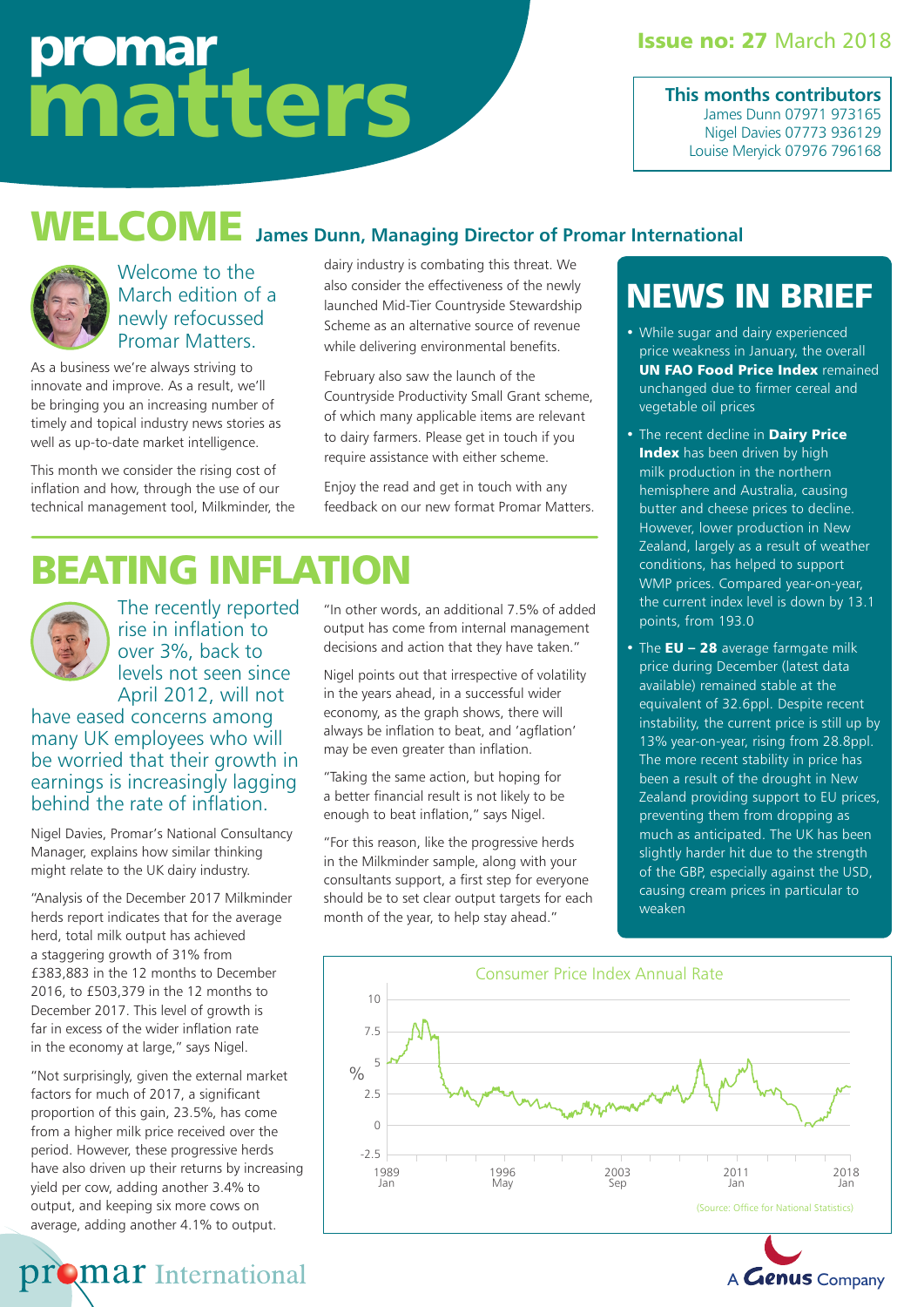# promar matters

**Issue no: 27** March 2018

**This months contributors**
James Dunn 07971 973165
Nigel Davies 07773 936129
Louise Meryick 07976 796168

## WELCOME

**James Dunn, Managing Director of Promar International**

Welcome to the March edition of a newly refocussed Promar Matters.

As a business we're always striving to innovate and improve. As a result, we'll be bringing you an increasing number of timely and topical industry news stories as well as up-to-date market intelligence.

This month we consider the rising cost of inflation and how, through the use of our technical management tool, Milkminder, the dairy industry is combating this threat. We also consider the effectiveness of the newly launched Mid-Tier Countryside Stewardship Scheme as an alternative source of revenue while delivering environmental benefits.

February also saw the launch of the Countryside Productivity Small Grant scheme, of which many applicable items are relevant to dairy farmers. Please get in touch if you require assistance with either scheme.

Enjoy the read and get in touch with any feedback on our new format Promar Matters.

## BEATING INFLATION

The recently reported rise in inflation to over 3%, back to levels not seen since April 2012, will not have eased concerns among many UK employees who will be worried that their growth in earnings is increasingly lagging behind the rate of inflation.

Nigel Davies, Promar's National Consultancy Manager, explains how similar thinking might relate to the UK dairy industry.

"Analysis of the December 2017 Milkminder herds report indicates that for the average herd, total milk output has achieved a staggering growth of 31% from £383,883 in the 12 months to December 2016, to £503,379 in the 12 months to December 2017. This level of growth is far in excess of the wider inflation rate in the economy at large," says Nigel.

"Not surprisingly, given the external market factors for much of 2017, a significant proportion of this gain, 23.5%, has come from a higher milk price received over the period. However, these progressive herds have also driven up their returns by increasing yield per cow, adding another 3.4% to output, and keeping six more cows on average, adding another 4.1% to output.

"In other words, an additional 7.5% of added output has come from internal management decisions and action that they have taken."

Nigel points out that irrespective of volatility in the years ahead, in a successful wider economy, as the graph shows, there will always be inflation to beat, and 'agflation' may be even greater than inflation.

"Taking the same action, but hoping for a better financial result is not likely to be enough to beat inflation," says Nigel.

"For this reason, like the progressive herds in the Milkminder sample, along with your consultants support, a first step for everyone should be to set clear output targets for each month of the year, to help stay ahead."

## NEWS IN BRIEF

- While sugar and dairy experienced price weakness in January, the overall **UN FAO Food Price Index** remained unchanged due to firmer cereal and vegetable oil prices
- The recent decline in **Dairy Price Index** has been driven by high milk production in the northern hemisphere and Australia, causing butter and cheese prices to decline. However, lower production in New Zealand, largely as a result of weather conditions, has helped to support WMP prices. Compared year-on-year, the current index level is down by 13.1 points, from 193.0
- The **EU – 28** average farmgate milk price during December (latest data available) remained stable at the equivalent of 32.6ppl. Despite recent instability, the current price is still up by 13% year-on-year, rising from 28.8ppl. The more recent stability in price has been a result of the drought in New Zealand providing support to EU prices, preventing them from dropping as much as anticipated. The UK has been slightly harder hit due to the strength of the GBP, especially against the USD, causing cream prices in particular to weaken

Consumer Price Index Annual Rate

(Source: Office for National Statistics)

promar International — A Genus Company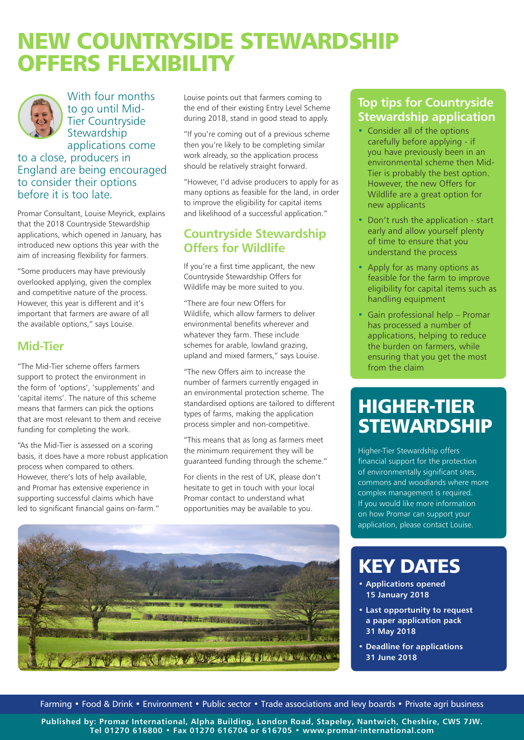# NEW COUNTRYSIDE STEWARDSHIP OFFERS FLEXIBILITY

With four months to go until Mid-Tier Countryside Stewardship applications come to a close, producers in England are being encouraged to consider their options before it is too late.

Promar Consultant, Louise Meyrick, explains that the 2018 Countryside Stewardship applications, which opened in January, has introduced new options this year with the aim of increasing flexibility for farmers.

"Some producers may have previously overlooked applying, given the complex and competitive nature of the process. However, this year is different and it's important that farmers are aware of all the available options," says Louise.

## Mid-Tier

"The Mid-Tier scheme offers farmers support to protect the environment in the form of 'options', 'supplements' and 'capital items'. The nature of this scheme means that farmers can pick the options that are most relevant to them and receive funding for completing the work.

"As the Mid-Tier is assessed on a scoring basis, it does have a more robust application process when compared to others. However, there's lots of help available, and Promar has extensive experience in supporting successful claims which have led to significant financial gains on-farm."

Louise points out that farmers coming to the end of their existing Entry Level Scheme during 2018, stand in good stead to apply.

"If you're coming out of a previous scheme then you're likely to be completing similar work already, so the application process should be relatively straight forward.

"However, I'd advise producers to apply for as many options as feasible for the land, in order to improve the eligibility for capital items and likelihood of a successful application."

## Countryside Stewardship Offers for Wildlife

If you're a first time applicant, the new Countryside Stewardship Offers for Wildlife may be more suited to you.

"There are four new Offers for Wildlife, which allow farmers to deliver environmental benefits wherever and whatever they farm. These include schemes for arable, lowland grazing, upland and mixed farmers," says Louise.

"The new Offers aim to increase the number of farmers currently engaged in an environmental protection scheme. The standardised options are tailored to different types of farms, making the application process simpler and non-competitive.

"This means that as long as farmers meet the minimum requirement they will be guaranteed funding through the scheme."

For clients in the rest of UK, please don't hesitate to get in touch with your local Promar contact to understand what opportunities may be available to you.

## Top tips for Countryside Stewardship application

- Consider all of the options carefully before applying - if you have previously been in an environmental scheme then Mid-Tier is probably the best option. However, the new Offers for Wildlife are a great option for new applicants
- Don't rush the application - start early and allow yourself plenty of time to ensure that you understand the process
- Apply for as many options as feasible for the farm to improve eligibility for capital items such as handling equipment
- Gain professional help – Promar has processed a number of applications, helping to reduce the burden on farmers, while ensuring that you get the most from the claim

## HIGHER-TIER STEWARDSHIP

Higher-Tier Stewardship offers financial support for the protection of environmentally significant sites, commons and woodlands where more complex management is required. If you would like more information on how Promar can support your application, please contact Louise.

## KEY DATES

- **Applications opened 15 January 2018**
- **Last opportunity to request a paper application pack 31 May 2018**
- **Deadline for applications 31 June 2018**

Farming • Food & Drink • Environment • Public sector • Trade associations and levy boards • Private agri business

**Published by: Promar International, Alpha Building, London Road, Stapeley, Nantwich, Cheshire, CW5 7JW. Tel 01270 616800 • Fax 01270 616704 or 616705 • www.promar-international.com**